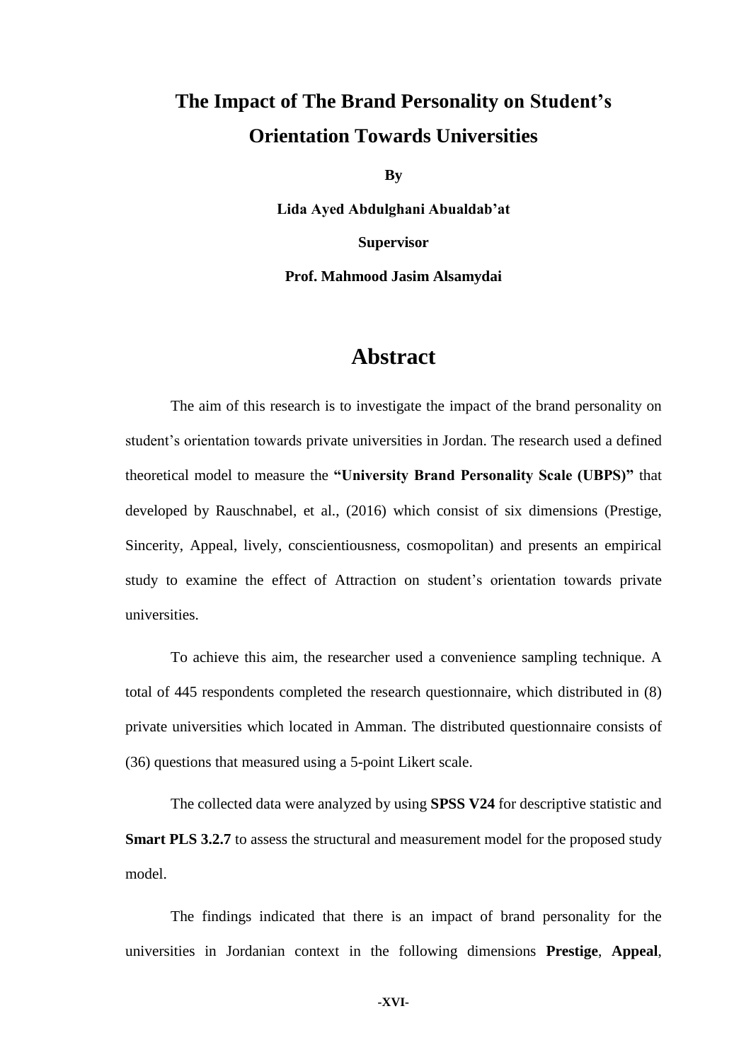# The Impact of The Brand Personality on Student's Orientation Towards Universities

**By**

**Lida Ayed Abdulghani Abualdab'at**

**Supervisor**

**Prof. Mahmood Jasim Alsamydai**

## Abstract

The aim of this research is to investigate the impact of the brand personality on student's orientation towards private universities in Jordan. The research used a defined theoretical model to measure the **"University Brand Personality Scale (UBPS)"** that developed by Rauschnabel, et al., (2016) which consist of six dimensions (Prestige, Sincerity, Appeal, lively, conscientiousness, cosmopolitan) and presents an empirical study to examine the effect of Attraction on student's orientation towards private universities.

To achieve this aim, the researcher used a convenience sampling technique. A total of 445 respondents completed the research questionnaire, which distributed in (8) private universities which located in Amman. The distributed questionnaire consists of (36) questions that measured using a 5-point Likert scale.

The collected data were analyzed by using **SPSS V24** for descriptive statistic and **Smart PLS 3.2.7** to assess the structural and measurement model for the proposed study model.

The findings indicated that there is an impact of brand personality for the universities in Jordanian context in the following dimensions **Prestige**, **Appeal**,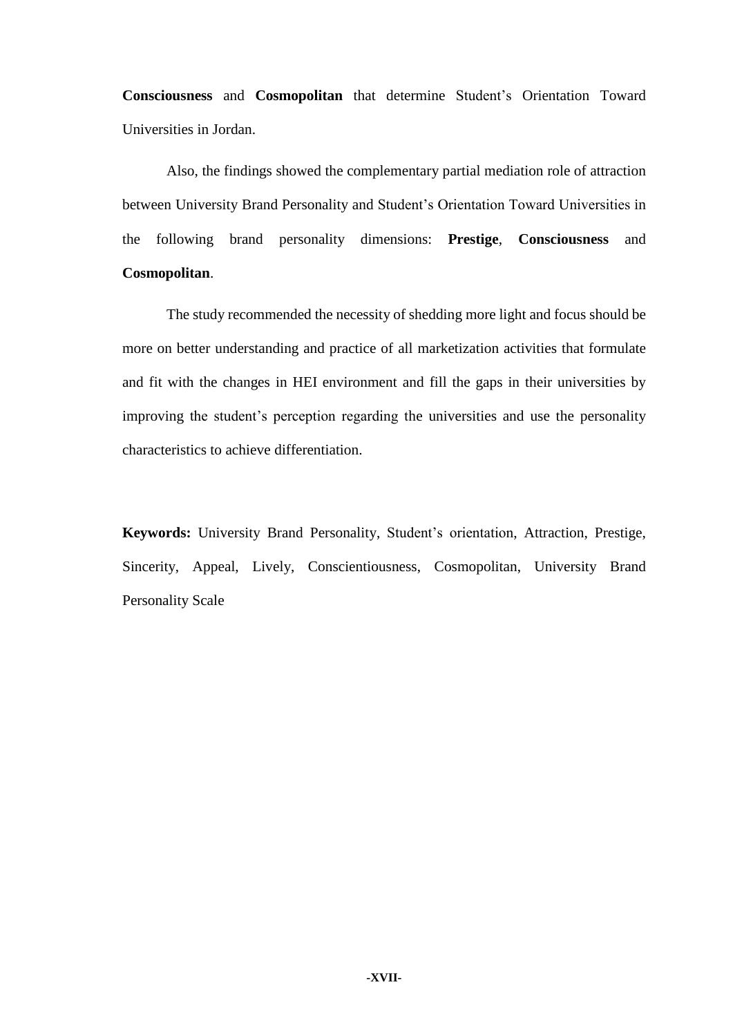**Consciousness** and **Cosmopolitan** that determine Student's Orientation Toward Universities in Jordan.

Also, the findings showed the complementary partial mediation role of attraction between University Brand Personality and Student's Orientation Toward Universities in the following brand personality dimensions: **Prestige**, **Consciousness** and **Cosmopolitan**.

The study recommended the necessity of shedding more light and focus should be more on better understanding and practice of all marketization activities that formulate and fit with the changes in HEI environment and fill the gaps in their universities by improving the student's perception regarding the universities and use the personality characteristics to achieve differentiation.

**Keywords:** University Brand Personality, Student's orientation, Attraction, Prestige, Sincerity, Appeal, Lively, Conscientiousness, Cosmopolitan, University Brand Personality Scale